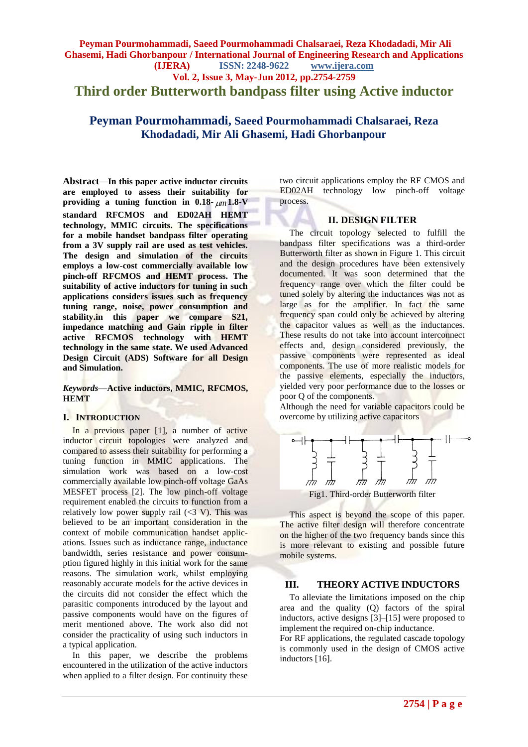# Third order Butterworth bandpass filter using Active inductor

## Peyman Pourmohammadi, Saeed Pourmohammadi Chalsaraei, Reza Khodadadi, Mir Ali Ghasemi, Hadi Ghorbanpour

**Abstract**—**In this paper active inductor circuits are employed to assess their suitability for providing a tuning function in 0.18-$\mu m$ 1.8-V standard RFCMOS and ED02AH HEMT technology, MMIC circuits. The specifications for a mobile handset bandpass filter operating from a 3V supply rail are used as test vehicles. The design and simulation of the circuits employs a low-cost commercially available low pinch-off RFCMOS and HEMT process. The suitability of active inductors for tuning in such applications considers issues such as frequency tuning range, noise, power consumption and stability.in this paper we compare S21, impedance matching and Gain ripple in filter active RFCMOS technology with HEMT technology in the same state. We used Advanced Design Circuit (ADS) Software for all Design and Simulation.**

***Keywords***—**Active inductors, MMIC, RFCMOS, HEMT**

## I. INTRODUCTION

In a previous paper [1], a number of active inductor circuit topologies were analyzed and compared to assess their suitability for performing a tuning function in MMIC applications. The simulation work was based on a low-cost commercially available low pinch-off voltage GaAs MESFET process [2]. The low pinch-off voltage requirement enabled the circuits to function from a relatively low power supply rail (<3 V). This was believed to be an important consideration in the context of mobile communication handset applications. Issues such as inductance range, inductance bandwidth, series resistance and power consumption figured highly in this initial work for the same reasons. The simulation work, whilst employing reasonably accurate models for the active devices in the circuits did not consider the effect which the parasitic components introduced by the layout and passive components would have on the figures of merit mentioned above. The work also did not consider the practicality of using such inductors in a typical application.

In this paper, we describe the problems encountered in the utilization of the active inductors when applied to a filter design. For continuity these two circuit applications employ the RF CMOS and ED02AH technology low pinch-off voltage process.

## II. DESIGN FILTER

The circuit topology selected to fulfill the bandpass filter specifications was a third-order Butterworth filter as shown in Figure 1. This circuit and the design procedures have been extensively documented. It was soon determined that the frequency range over which the filter could be tuned solely by altering the inductances was not as large as for the amplifier. In fact the same frequency span could only be achieved by altering the capacitor values as well as the inductances. These results do not take into account interconnect effects and, design considered previously, the passive components were represented as ideal components. The use of more realistic models for the passive elements, especially the inductors, yielded very poor performance due to the losses or poor Q of the components.

Although the need for variable capacitors could be overcome by utilizing active capacitors

Fig1. Third-order Butterworth filter

This aspect is beyond the scope of this paper. The active filter design will therefore concentrate on the higher of the two frequency bands since this is more relevant to existing and possible future mobile systems.

## III. THEORY ACTIVE INDUCTORS

To alleviate the limitations imposed on the chip area and the quality (Q) factors of the spiral inductors, active designs [3]–[15] were proposed to implement the required on-chip inductance.

For RF applications, the regulated cascade topology is commonly used in the design of CMOS active inductors [16].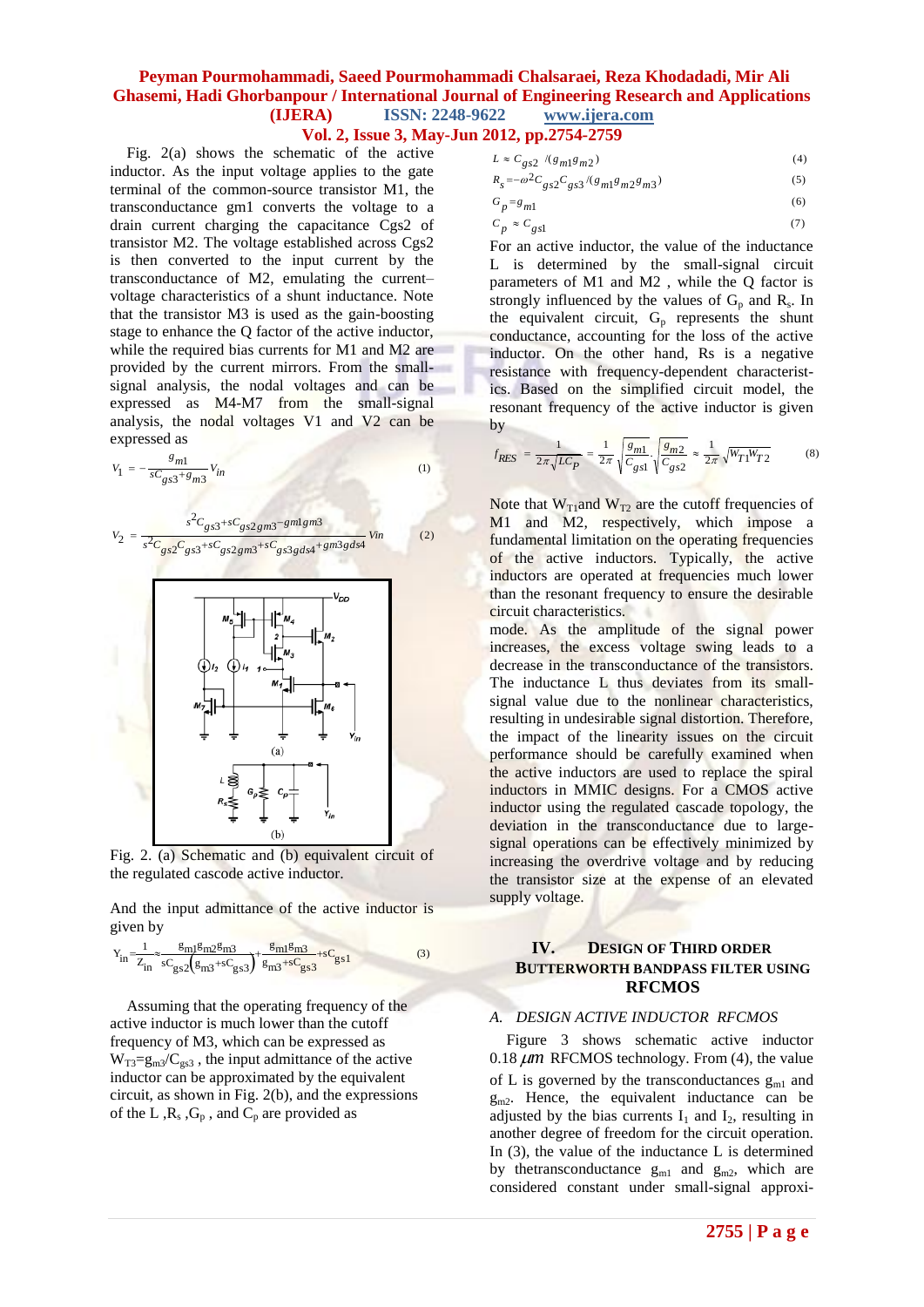Fig. 2(a) shows the schematic of the active inductor. As the input voltage applies to the gate terminal of the common-source transistor M1, the transconductance gm1 converts the voltage to a drain current charging the capacitance Cgs2 of transistor M2. The voltage established across Cgs2 is then converted to the input current by the transconductance of M2, emulating the current–voltage characteristics of a shunt inductance. Note that the transistor M3 is used as the gain-boosting stage to enhance the Q factor of the active inductor, while the required bias currents for M1 and M2 are provided by the current mirrors. From the small-signal analysis, the nodal voltages and can be expressed as M4-M7 from the small-signal analysis, the nodal voltages V1 and V2 can be expressed as

$$V_1 = -\frac{g_{m1}}{sC_{gs3}+g_{m3}} V_{in} \quad (1)$$

$$V_2 = \frac{s^2C_{gs3}+sC_{gs2gm3}-g_{m1gm3}}{s^2C_{gs2}C_{gs3}+sC_{gs2gm3}+sC_{gs3gds4}+g_{m3gds4}} Vin \quad (2)$$

Fig. 2. (a) Schematic and (b) equivalent circuit of the regulated cascode active inductor.

And the input admittance of the active inductor is given by

$$Y_{in} = \frac{1}{Z_{in}} \approx \frac{g_{m1}g_{m2}g_{m3}}{sC_{gs2}\left(g_{m3}+sC_{gs3}\right)} + \frac{g_{m1}g_{m3}}{g_{m3}+sC_{gs3}} + sC_{gs1} \quad (3)$$

Assuming that the operating frequency of the active inductor is much lower than the cutoff frequency of M3, which can be expressed as $W_{T3}=g_{m3}/C_{gs3}$ , the input admittance of the active inductor can be approximated by the equivalent circuit, as shown in Fig. 2(b), and the expressions of the L ,$R_s$ ,$G_p$ , and $C_p$ are provided as

$$L \approx C_{gs2} / (g_{m1}g_{m2}) \quad (4)$$

$$R_s = -\omega^2 C_{gs2}C_{gs3} / (g_{m1}g_{m2}g_{m3}) \quad (5)$$

$$G_p = g_{m1} \quad (6)$$

$$C_p \approx C_{gs1} \quad (7)$$

For an active inductor, the value of the inductance L is determined by the small-signal circuit parameters of M1 and M2 , while the Q factor is strongly influenced by the values of $G_p$ and $R_s$. In the equivalent circuit, $G_p$ represents the shunt conductance, accounting for the loss of the active inductor. On the other hand, Rs is a negative resistance with frequency-dependent characteristics. Based on the simplified circuit model, the resonant frequency of the active inductor is given by

$$f_{RES} = \frac{1}{2\pi\sqrt{LC_P}} = \frac{1}{2\pi}\sqrt{\frac{g_{m1}}{C_{gs1}}}\cdot\sqrt{\frac{g_{m2}}{C_{gs2}}} \approx \frac{1}{2\pi}\sqrt{W_{T1}W_{T2}} \quad (8)$$

Note that $W_{T1}$and $W_{T2}$ are the cutoff frequencies of M1 and M2, respectively, which impose a fundamental limitation on the operating frequencies of the active inductors. Typically, the active inductors are operated at frequencies much lower than the resonant frequency to ensure the desirable circuit characteristics.

mode. As the amplitude of the signal power increases, the excess voltage swing leads to a decrease in the transconductance of the transistors. The inductance L thus deviates from its small-signal value due to the nonlinear characteristics, resulting in undesirable signal distortion. Therefore, the impact of the linearity issues on the circuit performance should be carefully examined when the active inductors are used to replace the spiral inductors in MMIC designs. For a CMOS active inductor using the regulated cascode topology, the deviation in the transconductance due to large-signal operations can be effectively minimized by increasing the overdrive voltage and by reducing the transistor size at the expense of an elevated supply voltage.

## IV. Design of Third Order Butterworth Bandpass Filter Using RFCMOS

### A. Design Active Inductor RFCMOS

Figure 3 shows schematic active inductor 0.18 $\mu m$ RFCMOS technology. From (4), the value of L is governed by the transconductances $g_{m1}$ and $g_{m2}$. Hence, the equivalent inductance can be adjusted by the bias currents $I_1$ and $I_2$, resulting in another degree of freedom for the circuit operation. In (3), the value of the inductance L is determined by thetransconductance $g_{m1}$ and $g_{m2}$, which are considered constant under small-signal approxi-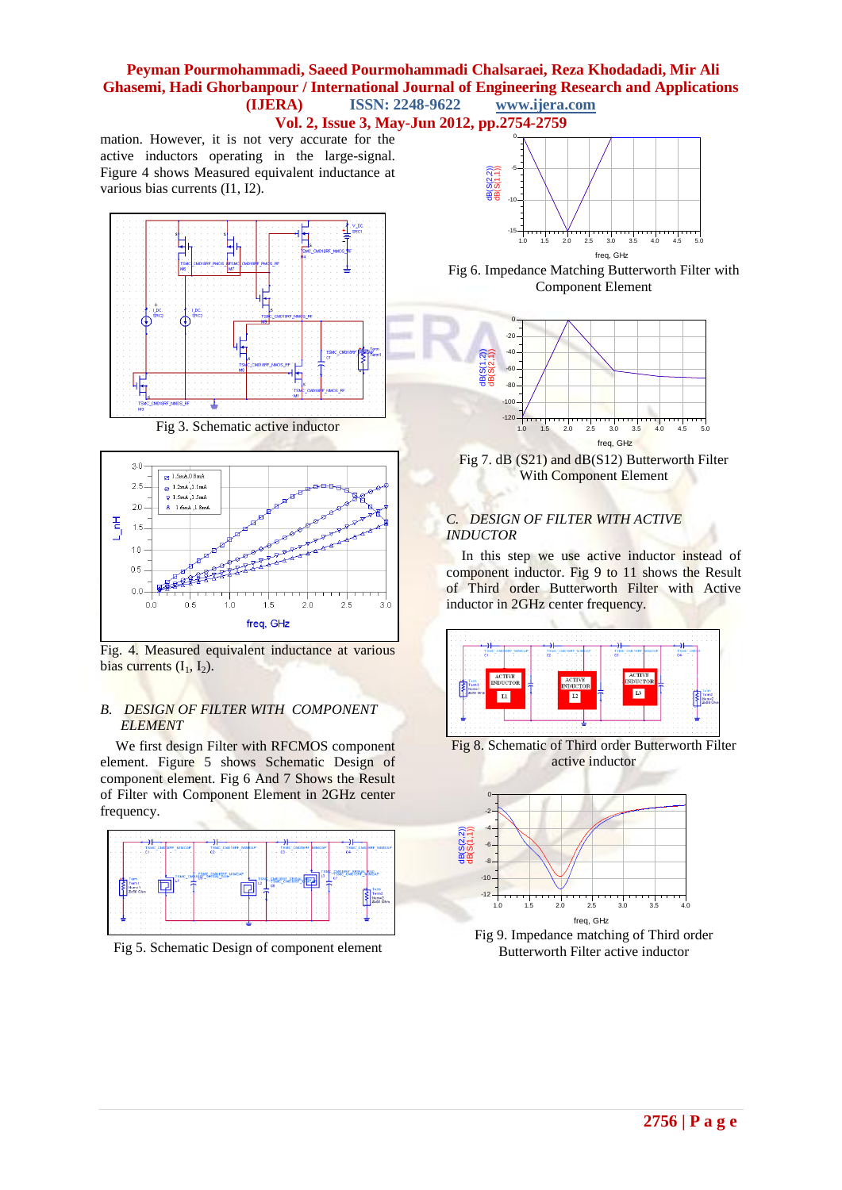mation. However, it is not very accurate for the active inductors operating in the large-signal. Figure 4 shows Measured equivalent inductance at various bias currents (I1, I2).

Fig 3. Schematic active inductor

Fig. 4. Measured equivalent inductance at various bias currents ($I_1$, $I_2$).

### B. *DESIGN OF FILTER WITH COMPONENT ELEMENT*

We first design Filter with RFCMOS component element. Figure 5 shows Schematic Design of component element. Fig 6 And 7 Shows the Result of Filter with Component Element in 2GHz center frequency.

Fig 5. Schematic Design of component element

Fig 6. Impedance Matching Butterworth Filter with Component Element

Fig 7. dB (S21) and dB(S12) Butterworth Filter With Component Element

### C. *DESIGN OF FILTER WITH ACTIVE INDUCTOR*

In this step we use active inductor instead of component inductor. Fig 9 to 11 shows the Result of Third order Butterworth Filter with Active inductor in 2GHz center frequency.

Fig 8. Schematic of Third order Butterworth Filter active inductor

Fig 9. Impedance matching of Third order Butterworth Filter active inductor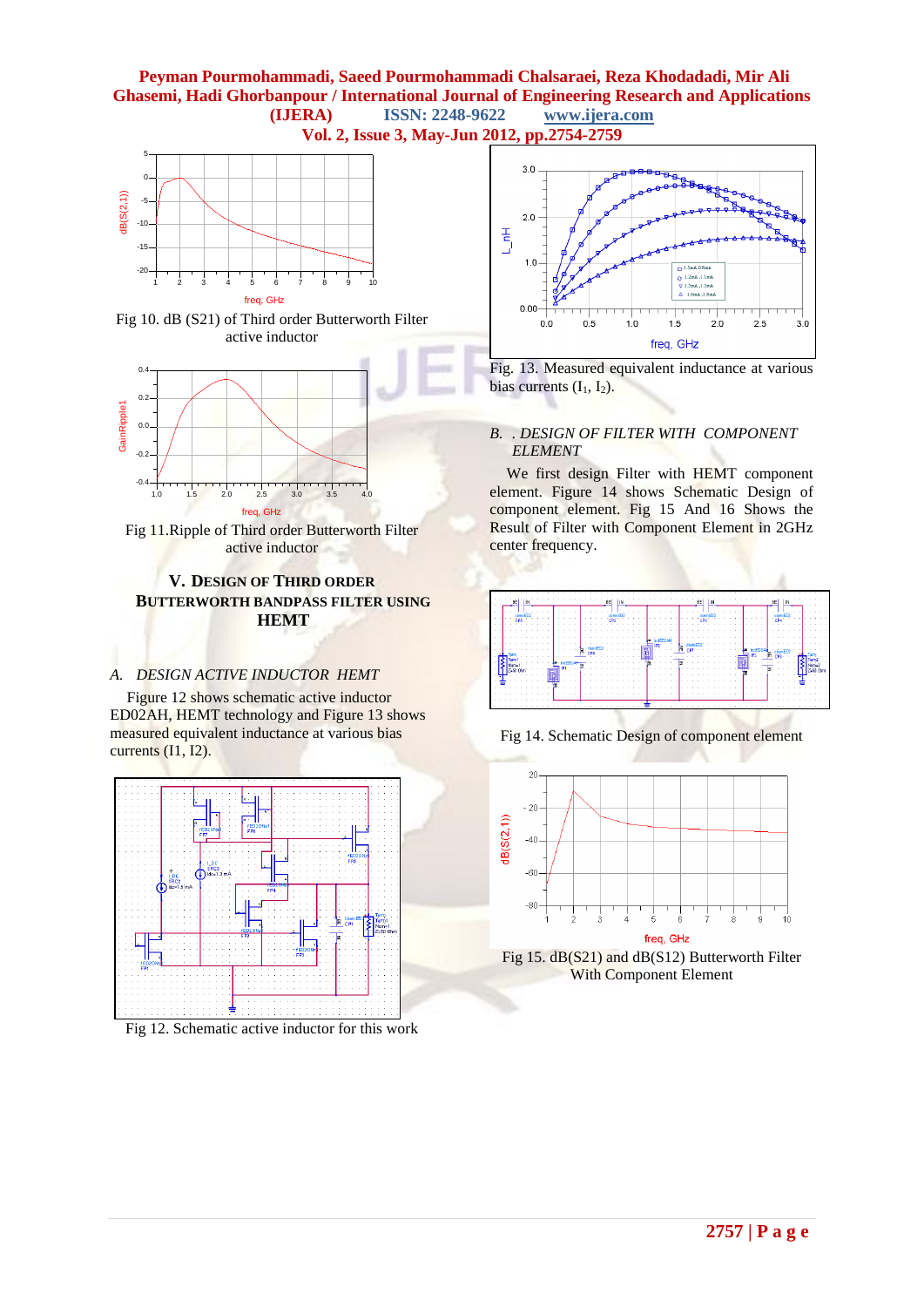Fig 10. dB (S21) of Third order Butterworth Filter active inductor

Fig 11.Ripple of Third order Butterworth Filter active inductor

## V. DESIGN OF THIRD ORDER BUTTERWORTH BANDPASS FILTER USING HEMT

### A. DESIGN ACTIVE INDUCTOR HEMT

Figure 12 shows schematic active inductor ED02AH, HEMT technology and Figure 13 shows measured equivalent inductance at various bias currents (I1, I2).

Fig 12. Schematic active inductor for this work

Fig. 13. Measured equivalent inductance at various bias currents ($I_1$, $I_2$).

### B. . DESIGN OF FILTER WITH COMPONENT ELEMENT

We first design Filter with HEMT component element. Figure 14 shows Schematic Design of component element. Fig 15 And 16 Shows the Result of Filter with Component Element in 2GHz center frequency.

Fig 14. Schematic Design of component element

Fig 15. dB(S21) and dB(S12) Butterworth Filter With Component Element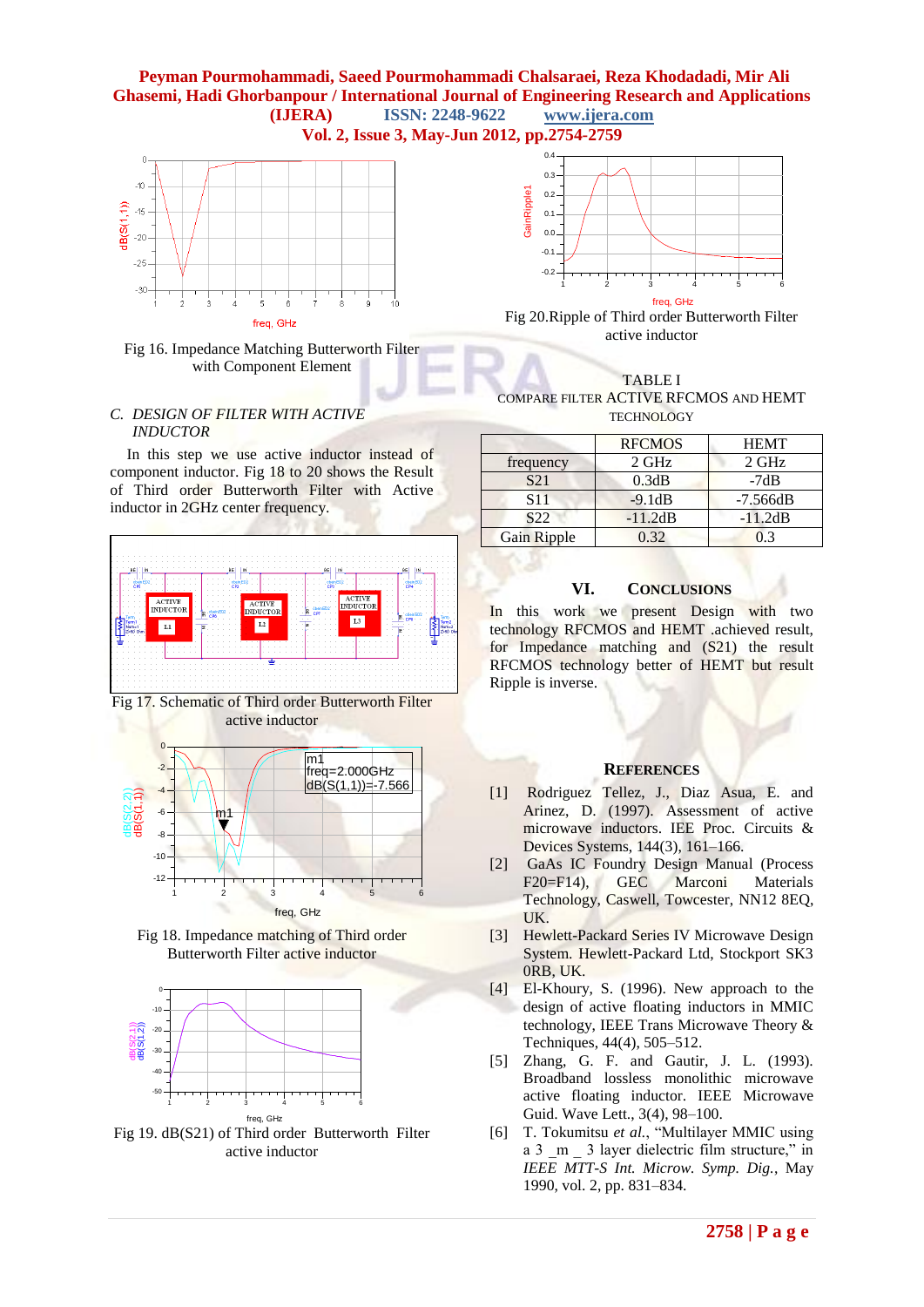Fig 16. Impedance Matching Butterworth Filter with Component Element

### C. DESIGN OF FILTER WITH ACTIVE INDUCTOR

In this step we use active inductor instead of component inductor. Fig 18 to 20 shows the Result of Third order Butterworth Filter with Active inductor in 2GHz center frequency.

Fig 17. Schematic of Third order Butterworth Filter active inductor

Fig 18. Impedance matching of Third order Butterworth Filter active inductor

Fig 19. dB(S21) of Third order Butterworth Filter active inductor

Fig 20.Ripple of Third order Butterworth Filter active inductor

TABLE I
COMPARE FILTER ACTIVE RFCMOS AND HEMT TECHNOLOGY

| | RFCMOS | HEMT |
|---|---|---|
| frequency | 2 GHz | 2 GHz |
| S21 | 0.3dB | -7dB |
| S11 | -9.1dB | -7.566dB |
| S22 | -11.2dB | -11.2dB |
| Gain Ripple | 0.32 | 0.3 |

## VI. CONCLUSIONS

In this work we present Design with two technology RFCMOS and HEMT .achieved result, for Impedance matching and (S21) the result RFCMOS technology better of HEMT but result Ripple is inverse.

## REFERENCES

[1] Rodriguez Tellez, J., Diaz Asua, E. and Arinez, D. (1997). Assessment of active microwave inductors. IEE Proc. Circuits & Devices Systems, 144(3), 161–166.

[2] GaAs IC Foundry Design Manual (Process F20=F14), GEC Marconi Materials Technology, Caswell, Towcester, NN12 8EQ, UK.

[3] Hewlett-Packard Series IV Microwave Design System. Hewlett-Packard Ltd, Stockport SK3 0RB, UK.

[4] El-Khoury, S. (1996). New approach to the design of active floating inductors in MMIC technology, IEEE Trans Microwave Theory & Techniques, 44(4), 505–512.

[5] Zhang, G. F. and Gautir, J. L. (1993). Broadband lossless monolithic microwave active floating inductor. IEEE Microwave Guid. Wave Lett., 3(4), 98–100.

[6] T. Tokumitsu *et al.*, “Multilayer MMIC using a 3 _m _ 3 layer dielectric film structure,” in *IEEE MTT-S Int. Microw. Symp. Dig.*, May 1990, vol. 2, pp. 831–834.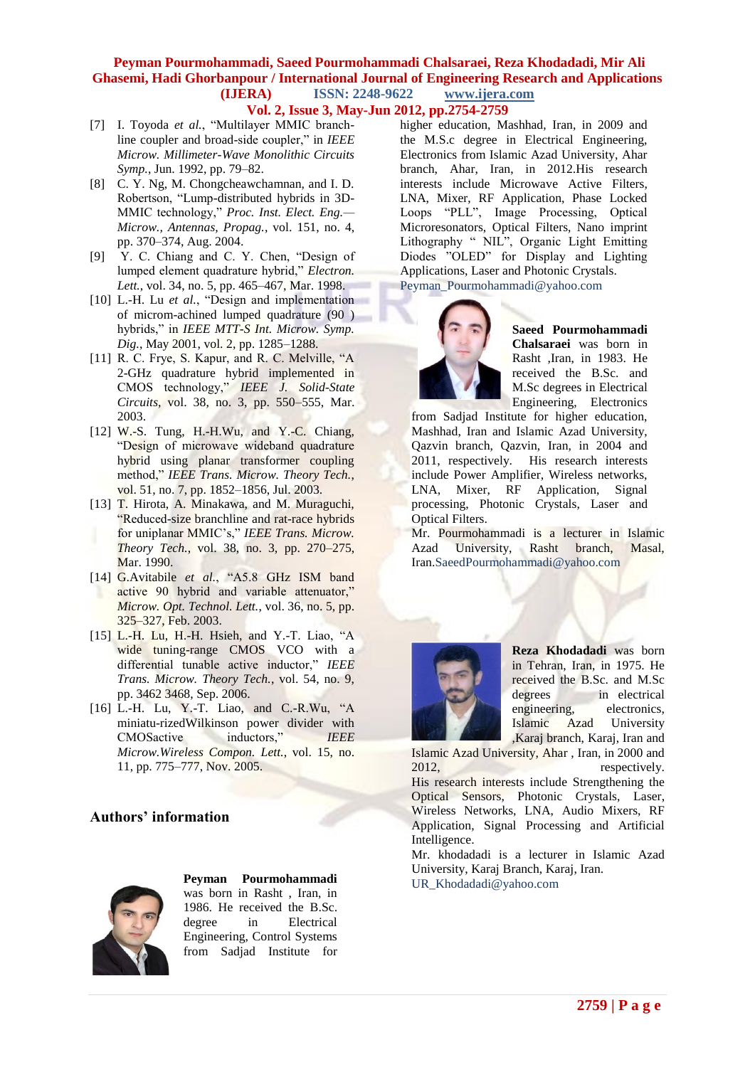[7] I. Toyoda *et al.*, "Multilayer MMIC branch-line coupler and broad-side coupler," in *IEEE Microw. Millimeter-Wave Monolithic Circuits Symp.*, Jun. 1992, pp. 79–82.

[8] C. Y. Ng, M. Chongcheawchamnan, and I. D. Robertson, "Lump-distributed hybrids in 3D-MMIC technology," *Proc. Inst. Elect. Eng.—Microw., Antennas, Propag.*, vol. 151, no. 4, pp. 370–374, Aug. 2004.

[9] Y. C. Chiang and C. Y. Chen, "Design of lumped element quadrature hybrid," *Electron. Lett.*, vol. 34, no. 5, pp. 465–467, Mar. 1998.

[10] L.-H. Lu *et al.*, "Design and implementation of microm-achined lumped quadrature (90 ) hybrids," in *IEEE MTT-S Int. Microw. Symp. Dig.*, May 2001, vol. 2, pp. 1285–1288.

[11] R. C. Frye, S. Kapur, and R. C. Melville, "A 2-GHz quadrature hybrid implemented in CMOS technology," *IEEE J. Solid-State Circuits*, vol. 38, no. 3, pp. 550–555, Mar. 2003.

[12] W.-S. Tung, H.-H.Wu, and Y.-C. Chiang, "Design of microwave wideband quadrature hybrid using planar transformer coupling method," *IEEE Trans. Microw. Theory Tech.*, vol. 51, no. 7, pp. 1852–1856, Jul. 2003.

[13] T. Hirota, A. Minakawa, and M. Muraguchi, "Reduced-size branchline and rat-race hybrids for uniplanar MMIC's," *IEEE Trans. Microw. Theory Tech.*, vol. 38, no. 3, pp. 270–275, Mar. 1990.

[14] G.Avitabile *et al.*, "A5.8 GHz ISM band active 90 hybrid and variable attenuator," *Microw. Opt. Technol. Lett.*, vol. 36, no. 5, pp. 325–327, Feb. 2003.

[15] L.-H. Lu, H.-H. Hsieh, and Y.-T. Liao, "A wide tuning-range CMOS VCO with a differential tunable active inductor," *IEEE Trans. Microw. Theory Tech.*, vol. 54, no. 9, pp. 3462 3468, Sep. 2006.

[16] L.-H. Lu, Y.-T. Liao, and C.-R.Wu, "A miniatu-rizedWilkinson power divider with CMOSactive inductors," *IEEE Microw.Wireless Compon. Lett.*, vol. 15, no. 11, pp. 775–777, Nov. 2005.

## Authors' information

**Peyman Pourmohammadi** was born in Rasht , Iran, in 1986. He received the B.Sc. degree in Electrical Engineering, Control Systems from Sadjad Institute for higher education, Mashhad, Iran, in 2009 and the M.S.c degree in Electrical Engineering, Electronics from Islamic Azad University, Ahar branch, Ahar, Iran, in 2012.His research interests include Microwave Active Filters, LNA, Mixer, RF Application, Phase Locked Loops "PLL", Image Processing, Optical Microresonators, Optical Filters, Nano imprint Lithography " NIL", Organic Light Emitting Diodes "OLED" for Display and Lighting Applications, Laser and Photonic Crystals.
Peyman_Pourmohammadi@yahoo.com

**Saeed Pourmohammadi Chalsaraei** was born in Rasht ,Iran, in 1983. He received the B.Sc. and M.Sc degrees in Electrical Engineering, Electronics from Sadjad Institute for higher education, Mashhad, Iran and Islamic Azad University, Qazvin branch, Qazvin, Iran, in 2004 and 2011, respectively. His research interests include Power Amplifier, Wireless networks, LNA, Mixer, RF Application, Signal processing, Photonic Crystals, Laser and Optical Filters.
Mr. Pourmohammadi is a lecturer in Islamic Azad University, Rasht branch, Masal, Iran.SaeedPourmohammadi@yahoo.com

**Reza Khodadadi** was born in Tehran, Iran, in 1975. He received the B.Sc. and M.Sc degrees in electrical engineering, electronics, Islamic Azad University ,Karaj branch, Karaj, Iran and Islamic Azad University, Ahar , Iran, in 2000 and 2012, respectively.
His research interests include Strengthening the Optical Sensors, Photonic Crystals, Laser, Wireless Networks, LNA, Audio Mixers, RF Application, Signal Processing and Artificial Intelligence.
Mr. khodadadi is a lecturer in Islamic Azad University, Karaj Branch, Karaj, Iran.
UR_Khodadadi@yahoo.com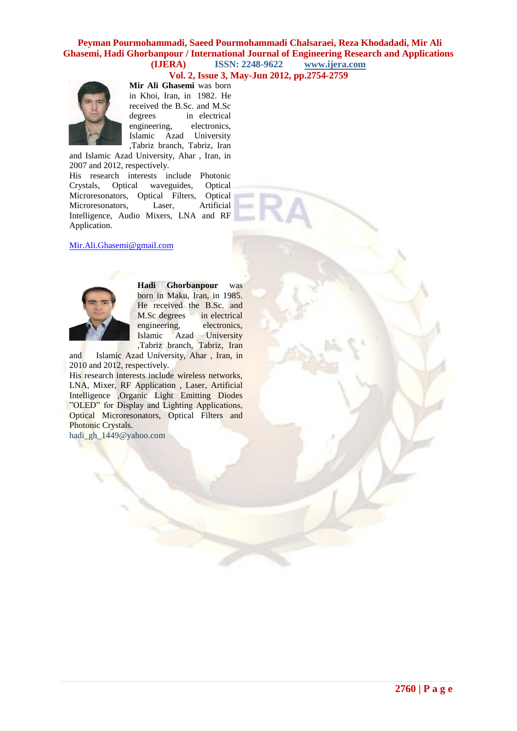**Mir Ali Ghasemi** was born in Khoi, Iran, in 1982. He received the B.Sc. and M.Sc degrees in electrical engineering, electronics, Islamic Azad University ,Tabriz branch, Tabriz, Iran and Islamic Azad University, Ahar , Iran, in 2007 and 2012, respectively.

His research interests include Photonic Crystals, Optical waveguides, Optical Microresonators, Optical Filters, Optical Microresonators, Laser, Artificial Intelligence, Audio Mixers, LNA and RF Application.

Mir.Ali.Ghasemi@gmail.com

**Hadi Ghorbanpour** was born in Maku, Iran, in 1985. He received the B.Sc. and M.Sc degrees in electrical engineering, electronics, Islamic Azad University ,Tabriz branch, Tabriz, Iran and Islamic Azad University, Ahar , Iran, in 2010 and 2012, respectively.

His research interests include wireless networks, LNA, Mixer, RF Application , Laser, Artificial Intelligence ,Organic Light Emitting Diodes "OLED" for Display and Lighting Applications, Optical Microresonators, Optical Filters and Photonic Crystals.

hadi_gh_1449@yahoo.com